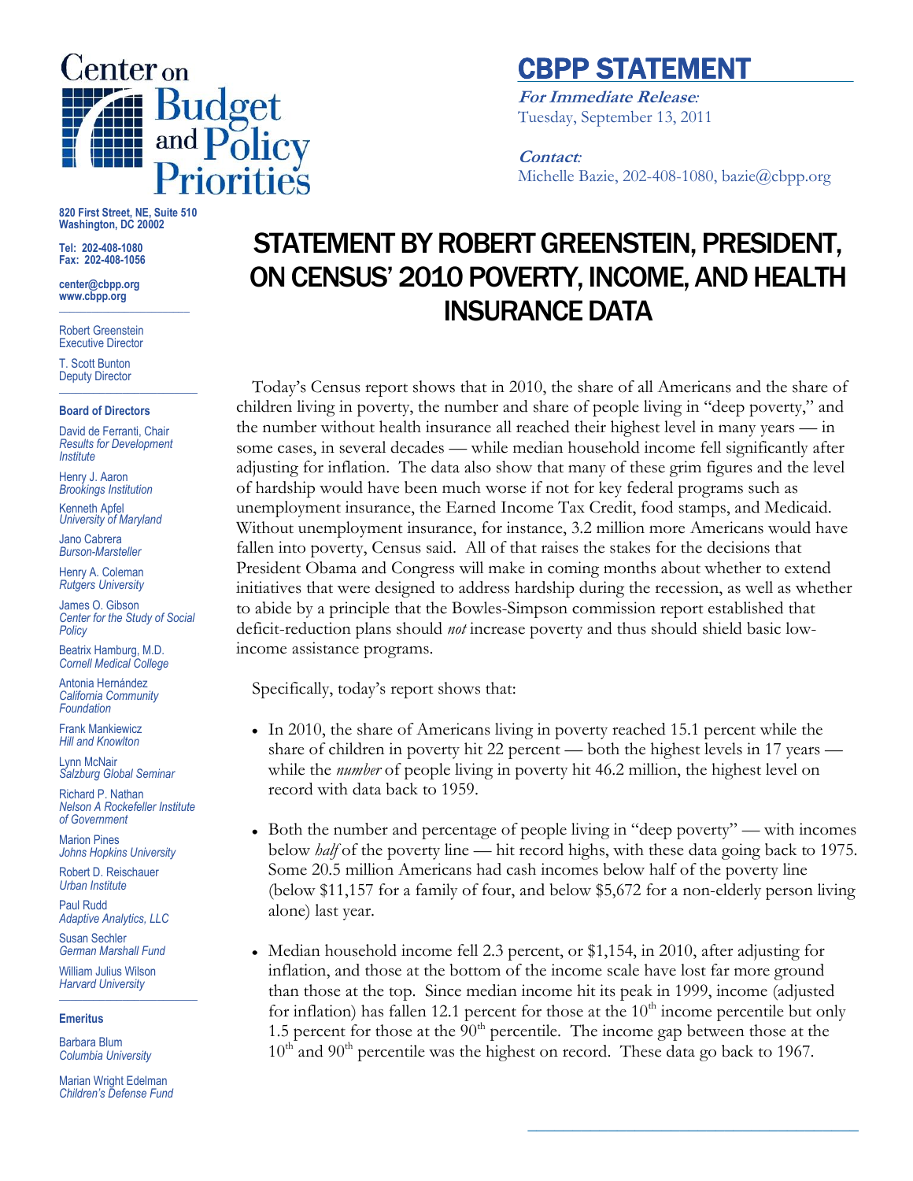# Center on Budget and Policy Priorities

820 First Street, NE, Suite 510
Washington, DC 20002

Tel: 202-408-1080
Fax: 202-408-1056

center@cbpp.org
www.cbpp.org

Robert Greenstein
Executive Director

T. Scott Bunton
Deputy Director

**Board of Directors**

David de Ferranti, Chair
*Results for Development Institute*

Henry J. Aaron
*Brookings Institution*

Kenneth Apfel
*University of Maryland*

Jano Cabrera
*Burson-Marsteller*

Henry A. Coleman
*Rutgers University*

James O. Gibson
*Center for the Study of Social Policy*

Beatrix Hamburg, M.D.
*Cornell Medical College*

Antonia Hernández
*California Community Foundation*

Frank Mankiewicz
*Hill and Knowlton*

Lynn McNair
*Salzburg Global Seminar*

Richard P. Nathan
*Nelson A Rockefeller Institute of Government*

Marion Pines
*Johns Hopkins University*

Robert D. Reischauer
*Urban Institute*

Paul Rudd
*Adaptive Analytics, LLC*

Susan Sechler
*German Marshall Fund*

William Julius Wilson
*Harvard University*

**Emeritus**

Barbara Blum
*Columbia University*

Marian Wright Edelman
*Children's Defense Fund*

## CBPP STATEMENT

***For Immediate Release*:**
Tuesday, September 13, 2011

***Contact*:**
Michelle Bazie, 202-408-1080, bazie@cbpp.org

# STATEMENT BY ROBERT GREENSTEIN, PRESIDENT, ON CENSUS' 2010 POVERTY, INCOME, AND HEALTH INSURANCE DATA

Today's Census report shows that in 2010, the share of all Americans and the share of children living in poverty, the number and share of people living in "deep poverty," and the number without health insurance all reached their highest level in many years — in some cases, in several decades — while median household income fell significantly after adjusting for inflation. The data also show that many of these grim figures and the level of hardship would have been much worse if not for key federal programs such as unemployment insurance, the Earned Income Tax Credit, food stamps, and Medicaid. Without unemployment insurance, for instance, 3.2 million more Americans would have fallen into poverty, Census said. All of that raises the stakes for the decisions that President Obama and Congress will make in coming months about whether to extend initiatives that were designed to address hardship during the recession, as well as whether to abide by a principle that the Bowles-Simpson commission report established that deficit-reduction plans should *not* increase poverty and thus should shield basic low-income assistance programs.

Specifically, today's report shows that:

- In 2010, the share of Americans living in poverty reached 15.1 percent while the share of children in poverty hit 22 percent — both the highest levels in 17 years — while the *number* of people living in poverty hit 46.2 million, the highest level on record with data back to 1959.

- Both the number and percentage of people living in "deep poverty" — with incomes below *half* of the poverty line — hit record highs, with these data going back to 1975. Some 20.5 million Americans had cash incomes below half of the poverty line (below $11,157 for a family of four, and below $5,672 for a non-elderly person living alone) last year.

- Median household income fell 2.3 percent, or $1,154, in 2010, after adjusting for inflation, and those at the bottom of the income scale have lost far more ground than those at the top. Since median income hit its peak in 1999, income (adjusted for inflation) has fallen 12.1 percent for those at the 10th income percentile but only 1.5 percent for those at the 90th percentile. The income gap between those at the 10th and 90th percentile was the highest on record. These data go back to 1967.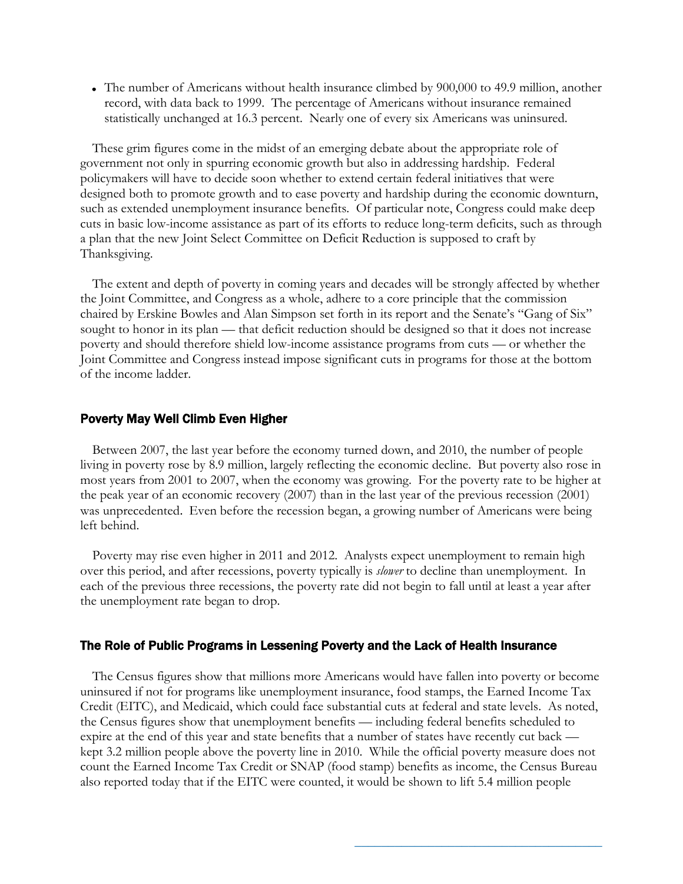- The number of Americans without health insurance climbed by 900,000 to 49.9 million, another record, with data back to 1999. The percentage of Americans without insurance remained statistically unchanged at 16.3 percent. Nearly one of every six Americans was uninsured.

These grim figures come in the midst of an emerging debate about the appropriate role of government not only in spurring economic growth but also in addressing hardship. Federal policymakers will have to decide soon whether to extend certain federal initiatives that were designed both to promote growth and to ease poverty and hardship during the economic downturn, such as extended unemployment insurance benefits. Of particular note, Congress could make deep cuts in basic low-income assistance as part of its efforts to reduce long-term deficits, such as through a plan that the new Joint Select Committee on Deficit Reduction is supposed to craft by Thanksgiving.

The extent and depth of poverty in coming years and decades will be strongly affected by whether the Joint Committee, and Congress as a whole, adhere to a core principle that the commission chaired by Erskine Bowles and Alan Simpson set forth in its report and the Senate's "Gang of Six" sought to honor in its plan — that deficit reduction should be designed so that it does not increase poverty and should therefore shield low-income assistance programs from cuts — or whether the Joint Committee and Congress instead impose significant cuts in programs for those at the bottom of the income ladder.

## Poverty May Well Climb Even Higher

Between 2007, the last year before the economy turned down, and 2010, the number of people living in poverty rose by 8.9 million, largely reflecting the economic decline. But poverty also rose in most years from 2001 to 2007, when the economy was growing. For the poverty rate to be higher at the peak year of an economic recovery (2007) than in the last year of the previous recession (2001) was unprecedented. Even before the recession began, a growing number of Americans were being left behind.

Poverty may rise even higher in 2011 and 2012. Analysts expect unemployment to remain high over this period, and after recessions, poverty typically is *slower* to decline than unemployment. In each of the previous three recessions, the poverty rate did not begin to fall until at least a year after the unemployment rate began to drop.

## The Role of Public Programs in Lessening Poverty and the Lack of Health Insurance

The Census figures show that millions more Americans would have fallen into poverty or become uninsured if not for programs like unemployment insurance, food stamps, the Earned Income Tax Credit (EITC), and Medicaid, which could face substantial cuts at federal and state levels. As noted, the Census figures show that unemployment benefits — including federal benefits scheduled to expire at the end of this year and state benefits that a number of states have recently cut back — kept 3.2 million people above the poverty line in 2010. While the official poverty measure does not count the Earned Income Tax Credit or SNAP (food stamp) benefits as income, the Census Bureau also reported today that if the EITC were counted, it would be shown to lift 5.4 million people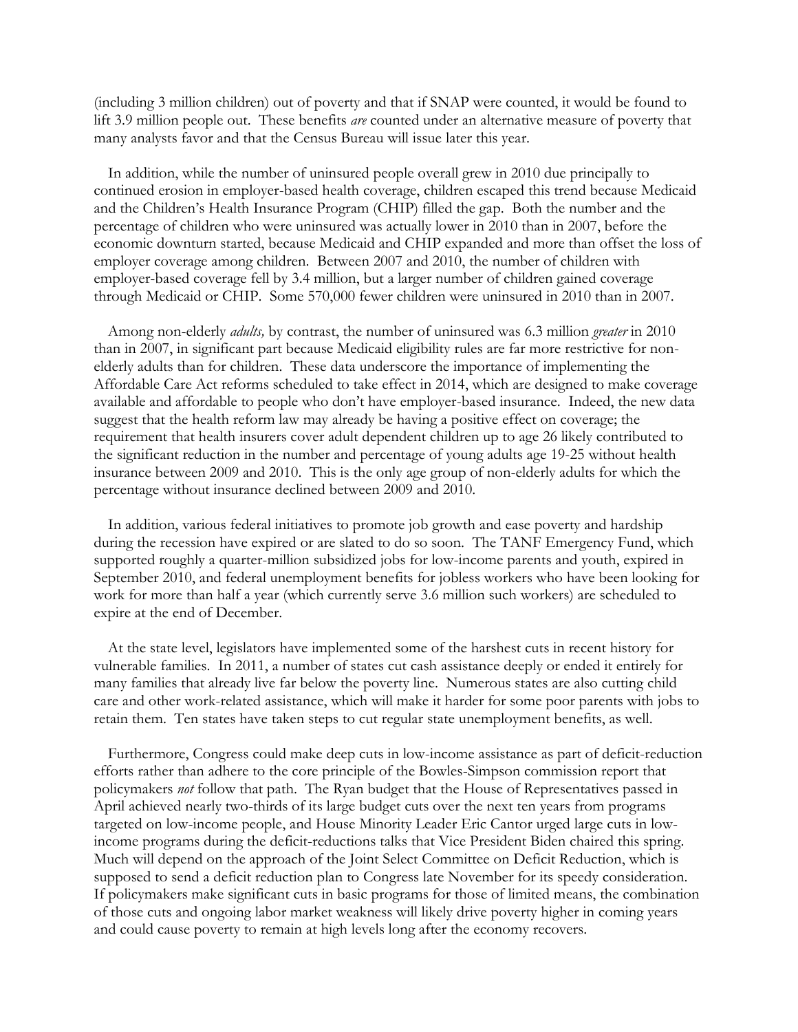(including 3 million children) out of poverty and that if SNAP were counted, it would be found to lift 3.9 million people out. These benefits *are* counted under an alternative measure of poverty that many analysts favor and that the Census Bureau will issue later this year.

In addition, while the number of uninsured people overall grew in 2010 due principally to continued erosion in employer-based health coverage, children escaped this trend because Medicaid and the Children's Health Insurance Program (CHIP) filled the gap. Both the number and the percentage of children who were uninsured was actually lower in 2010 than in 2007, before the economic downturn started, because Medicaid and CHIP expanded and more than offset the loss of employer coverage among children. Between 2007 and 2010, the number of children with employer-based coverage fell by 3.4 million, but a larger number of children gained coverage through Medicaid or CHIP. Some 570,000 fewer children were uninsured in 2010 than in 2007.

Among non-elderly *adults,* by contrast, the number of uninsured was 6.3 million *greater* in 2010 than in 2007, in significant part because Medicaid eligibility rules are far more restrictive for non-elderly adults than for children. These data underscore the importance of implementing the Affordable Care Act reforms scheduled to take effect in 2014, which are designed to make coverage available and affordable to people who don't have employer-based insurance. Indeed, the new data suggest that the health reform law may already be having a positive effect on coverage; the requirement that health insurers cover adult dependent children up to age 26 likely contributed to the significant reduction in the number and percentage of young adults age 19-25 without health insurance between 2009 and 2010. This is the only age group of non-elderly adults for which the percentage without insurance declined between 2009 and 2010.

In addition, various federal initiatives to promote job growth and ease poverty and hardship during the recession have expired or are slated to do so soon. The TANF Emergency Fund, which supported roughly a quarter-million subsidized jobs for low-income parents and youth, expired in September 2010, and federal unemployment benefits for jobless workers who have been looking for work for more than half a year (which currently serve 3.6 million such workers) are scheduled to expire at the end of December.

At the state level, legislators have implemented some of the harshest cuts in recent history for vulnerable families. In 2011, a number of states cut cash assistance deeply or ended it entirely for many families that already live far below the poverty line. Numerous states are also cutting child care and other work-related assistance, which will make it harder for some poor parents with jobs to retain them. Ten states have taken steps to cut regular state unemployment benefits, as well.

Furthermore, Congress could make deep cuts in low-income assistance as part of deficit-reduction efforts rather than adhere to the core principle of the Bowles-Simpson commission report that policymakers *not* follow that path. The Ryan budget that the House of Representatives passed in April achieved nearly two-thirds of its large budget cuts over the next ten years from programs targeted on low-income people, and House Minority Leader Eric Cantor urged large cuts in low-income programs during the deficit-reductions talks that Vice President Biden chaired this spring. Much will depend on the approach of the Joint Select Committee on Deficit Reduction, which is supposed to send a deficit reduction plan to Congress late November for its speedy consideration. If policymakers make significant cuts in basic programs for those of limited means, the combination of those cuts and ongoing labor market weakness will likely drive poverty higher in coming years and could cause poverty to remain at high levels long after the economy recovers.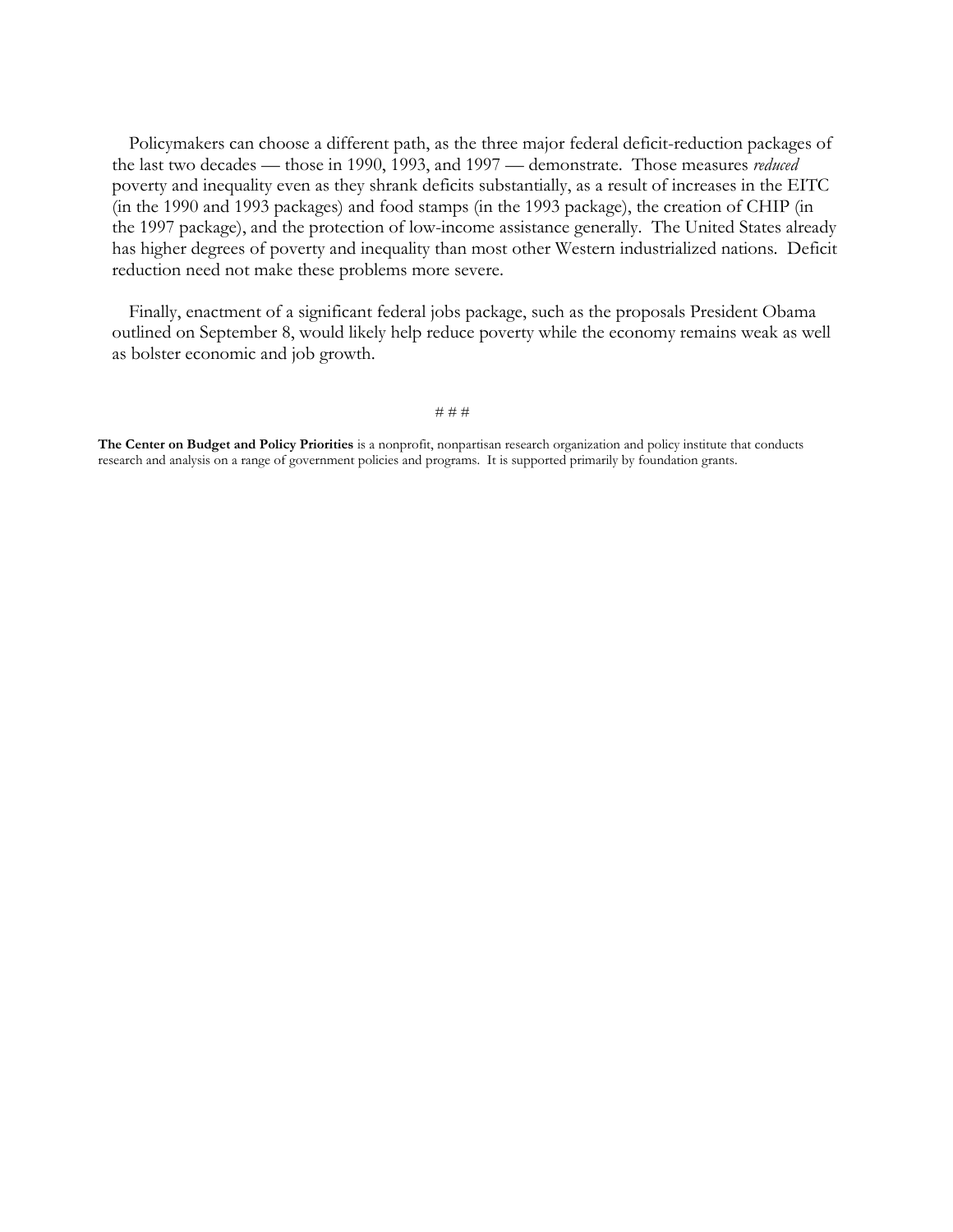Policymakers can choose a different path, as the three major federal deficit-reduction packages of the last two decades — those in 1990, 1993, and 1997 — demonstrate. Those measures *reduced* poverty and inequality even as they shrank deficits substantially, as a result of increases in the EITC (in the 1990 and 1993 packages) and food stamps (in the 1993 package), the creation of CHIP (in the 1997 package), and the protection of low-income assistance generally. The United States already has higher degrees of poverty and inequality than most other Western industrialized nations. Deficit reduction need not make these problems more severe.

Finally, enactment of a significant federal jobs package, such as the proposals President Obama outlined on September 8, would likely help reduce poverty while the economy remains weak as well as bolster economic and job growth.

# # #

**The Center on Budget and Policy Priorities** is a nonprofit, nonpartisan research organization and policy institute that conducts research and analysis on a range of government policies and programs. It is supported primarily by foundation grants.